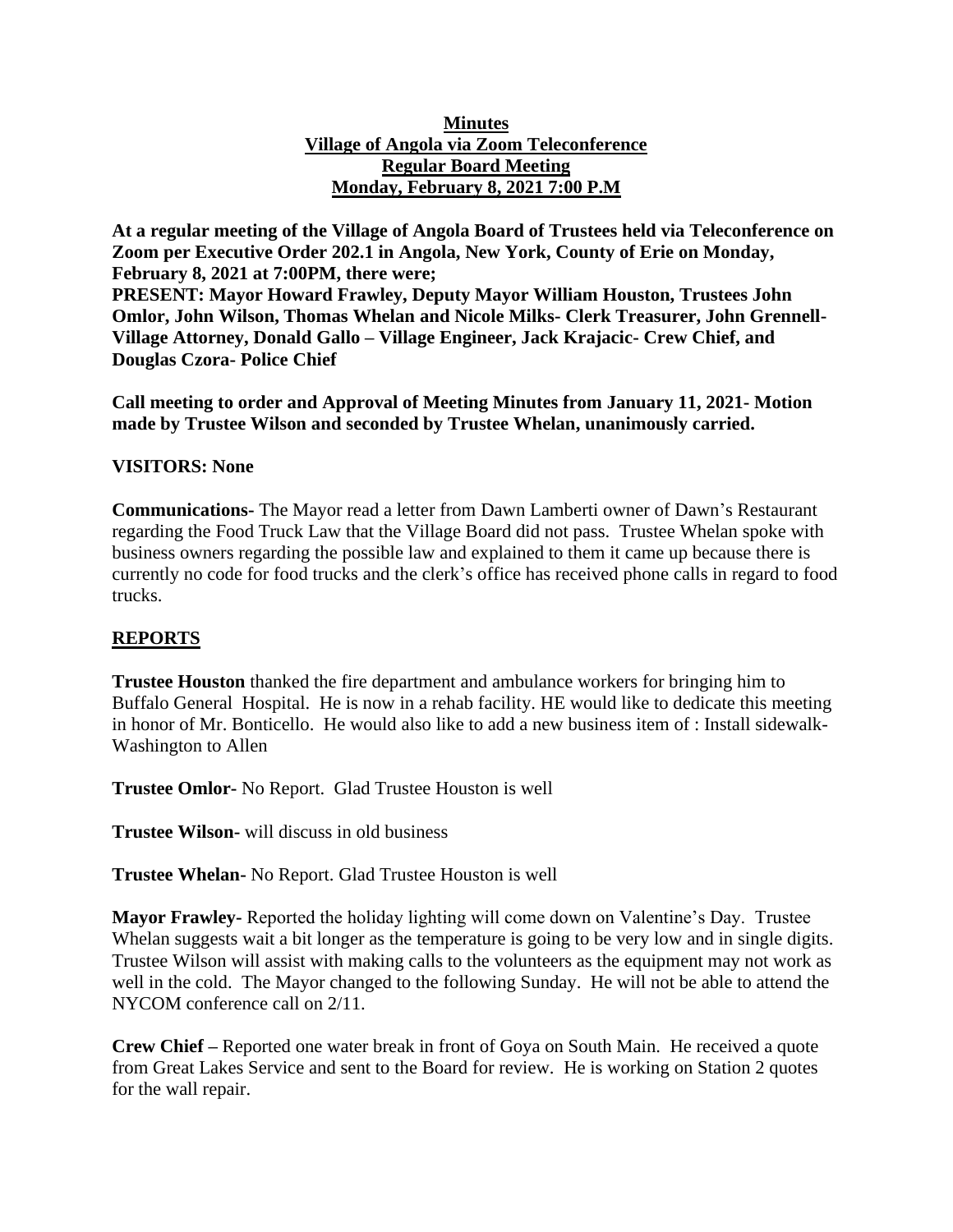**Minutes**
**Village of Angola via Zoom Teleconference**
**Regular Board Meeting**
**Monday, February 8, 2021 7:00 P.M**

**At a regular meeting of the Village of Angola Board of Trustees held via Teleconference on Zoom per Executive Order 202.1 in Angola, New York, County of Erie on Monday, February 8, 2021 at 7:00PM, there were;**
**PRESENT: Mayor Howard Frawley, Deputy Mayor William Houston, Trustees John Omlor, John Wilson, Thomas Whelan and Nicole Milks- Clerk Treasurer, John Grennell-Village Attorney, Donald Gallo – Village Engineer, Jack Krajacic- Crew Chief, and Douglas Czora- Police Chief**

**Call meeting to order and Approval of Meeting Minutes from January 11, 2021- Motion made by Trustee Wilson and seconded by Trustee Whelan, unanimously carried.**

**VISITORS: None**

**Communications**- The Mayor read a letter from Dawn Lamberti owner of Dawn's Restaurant regarding the Food Truck Law that the Village Board did not pass. Trustee Whelan spoke with business owners regarding the possible law and explained to them it came up because there is currently no code for food trucks and the clerk's office has received phone calls in regard to food trucks.

## REPORTS

**Trustee Houston** thanked the fire department and ambulance workers for bringing him to Buffalo General Hospital. He is now in a rehab facility. HE would like to dedicate this meeting in honor of Mr. Bonticello. He would also like to add a new business item of : Install sidewalk-Washington to Allen

**Trustee Omlor**- No Report. Glad Trustee Houston is well

**Trustee Wilson**- will discuss in old business

**Trustee Whelan**- No Report. Glad Trustee Houston is well

**Mayor Frawley**- Reported the holiday lighting will come down on Valentine's Day. Trustee Whelan suggests wait a bit longer as the temperature is going to be very low and in single digits. Trustee Wilson will assist with making calls to the volunteers as the equipment may not work as well in the cold. The Mayor changed to the following Sunday. He will not be able to attend the NYCOM conference call on 2/11.

**Crew Chief** – Reported one water break in front of Goya on South Main. He received a quote from Great Lakes Service and sent to the Board for review. He is working on Station 2 quotes for the wall repair.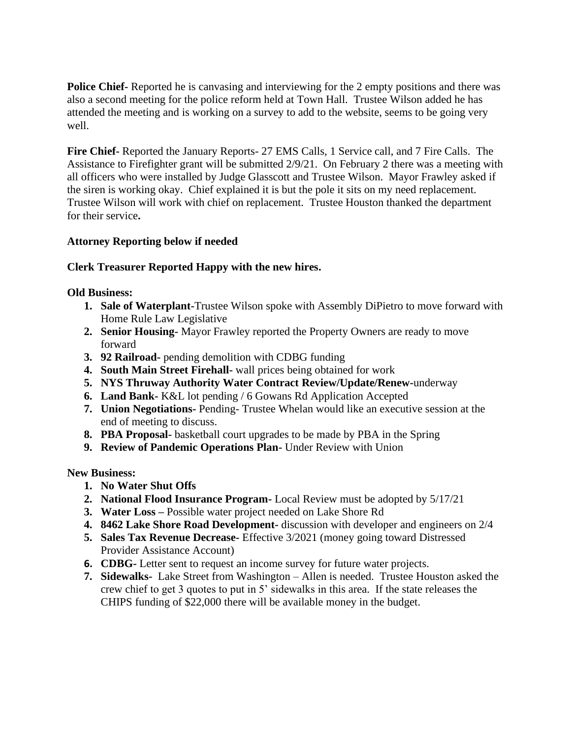**Police Chief-** Reported he is canvasing and interviewing for the 2 empty positions and there was also a second meeting for the police reform held at Town Hall. Trustee Wilson added he has attended the meeting and is working on a survey to add to the website, seems to be going very well.

**Fire Chief-** Reported the January Reports- 27 EMS Calls, 1 Service call, and 7 Fire Calls. The Assistance to Firefighter grant will be submitted 2/9/21. On February 2 there was a meeting with all officers who were installed by Judge Glasscott and Trustee Wilson. Mayor Frawley asked if the siren is working okay. Chief explained it is but the pole it sits on my need replacement. Trustee Wilson will work with chief on replacement. Trustee Houston thanked the department for their service**.**

**Attorney Reporting below if needed**

**Clerk Treasurer Reported Happy with the new hires.**

**Old Business:**

1. **Sale of Waterplant**-Trustee Wilson spoke with Assembly DiPietro to move forward with Home Rule Law Legislative
2. **Senior Housing-** Mayor Frawley reported the Property Owners are ready to move forward
3. **92 Railroad-** pending demolition with CDBG funding
4. **South Main Street Firehall-** wall prices being obtained for work
5. **NYS Thruway Authority Water Contract Review/Update/Renew-**underway
6. **Land Bank-** K&L lot pending / 6 Gowans Rd Application Accepted
7. **Union Negotiations-** Pending- Trustee Whelan would like an executive session at the end of meeting to discuss.
8. **PBA Proposal-** basketball court upgrades to be made by PBA in the Spring
9. **Review of Pandemic Operations Plan-** Under Review with Union

**New Business:**

1. **No Water Shut Offs**
2. **National Flood Insurance Program-** Local Review must be adopted by 5/17/21
3. **Water Loss –** Possible water project needed on Lake Shore Rd
4. **8462 Lake Shore Road Development-** discussion with developer and engineers on 2/4
5. **Sales Tax Revenue Decrease-** Effective 3/2021 (money going toward Distressed Provider Assistance Account)
6. **CDBG-** Letter sent to request an income survey for future water projects.
7. **Sidewalks-** Lake Street from Washington – Allen is needed. Trustee Houston asked the crew chief to get 3 quotes to put in 5' sidewalks in this area. If the state releases the CHIPS funding of $22,000 there will be available money in the budget.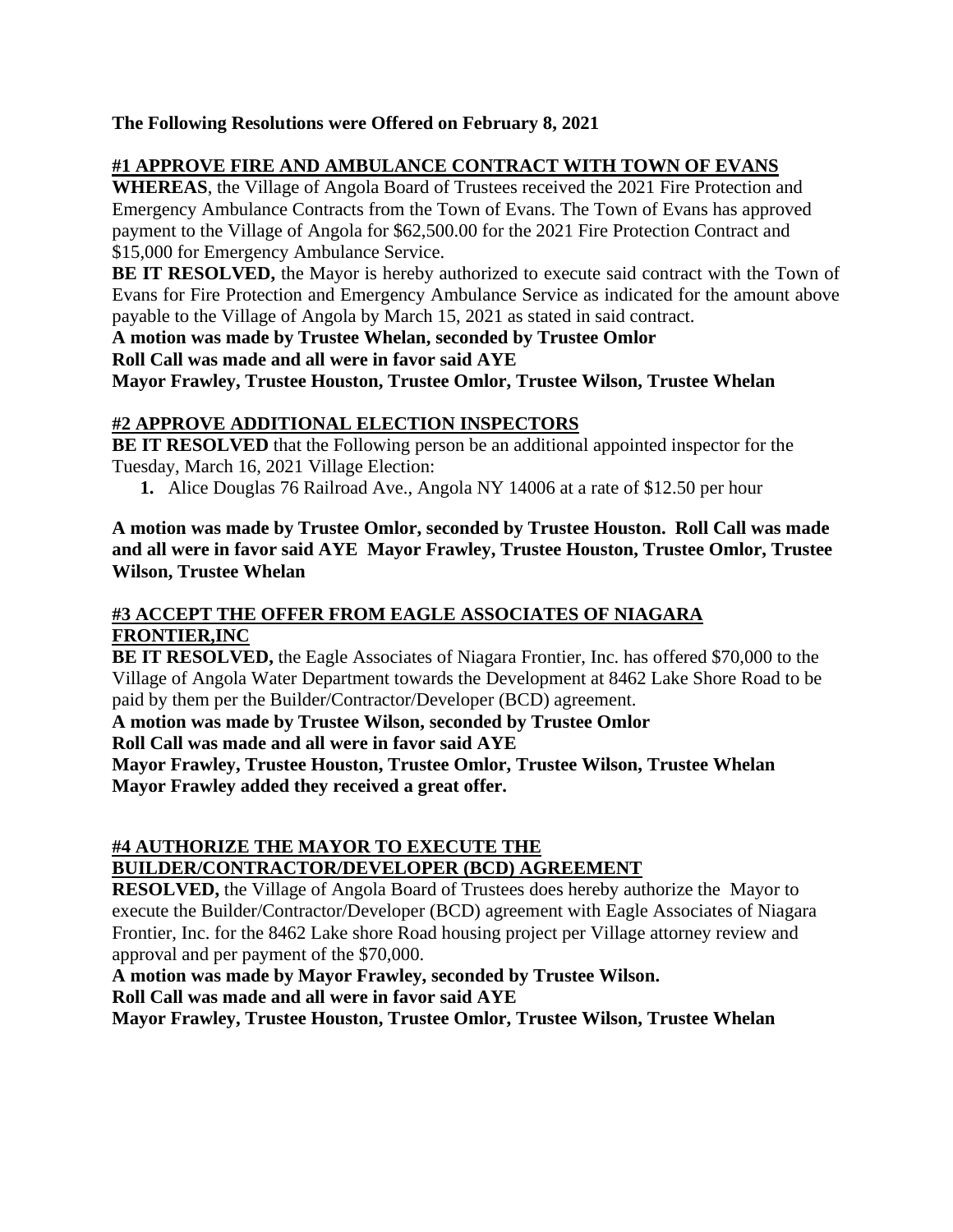**The Following Resolutions were Offered on February 8, 2021**

## #1 APPROVE FIRE AND AMBULANCE CONTRACT WITH TOWN OF EVANS

**WHEREAS**, the Village of Angola Board of Trustees received the 2021 Fire Protection and Emergency Ambulance Contracts from the Town of Evans. The Town of Evans has approved payment to the Village of Angola for $62,500.00 for the 2021 Fire Protection Contract and $15,000 for Emergency Ambulance Service.

**BE IT RESOLVED,** the Mayor is hereby authorized to execute said contract with the Town of Evans for Fire Protection and Emergency Ambulance Service as indicated for the amount above payable to the Village of Angola by March 15, 2021 as stated in said contract.

**A motion was made by Trustee Whelan, seconded by Trustee Omlor**
**Roll Call was made and all were in favor said AYE**
**Mayor Frawley, Trustee Houston, Trustee Omlor, Trustee Wilson, Trustee Whelan**

## #2 APPROVE ADDITIONAL ELECTION INSPECTORS

**BE IT RESOLVED** that the Following person be an additional appointed inspector for the Tuesday, March 16, 2021 Village Election:

1. Alice Douglas 76 Railroad Ave., Angola NY 14006 at a rate of $12.50 per hour

**A motion was made by Trustee Omlor, seconded by Trustee Houston. Roll Call was made and all were in favor said AYE Mayor Frawley, Trustee Houston, Trustee Omlor, Trustee Wilson, Trustee Whelan**

## #3 ACCEPT THE OFFER FROM EAGLE ASSOCIATES OF NIAGARA FRONTIER,INC

**BE IT RESOLVED,** the Eagle Associates of Niagara Frontier, Inc. has offered $70,000 to the Village of Angola Water Department towards the Development at 8462 Lake Shore Road to be paid by them per the Builder/Contractor/Developer (BCD) agreement.

**A motion was made by Trustee Wilson, seconded by Trustee Omlor**
**Roll Call was made and all were in favor said AYE**
**Mayor Frawley, Trustee Houston, Trustee Omlor, Trustee Wilson, Trustee Whelan**
**Mayor Frawley added they received a great offer.**

## #4 AUTHORIZE THE MAYOR TO EXECUTE THE BUILDER/CONTRACTOR/DEVELOPER (BCD) AGREEMENT

**RESOLVED,** the Village of Angola Board of Trustees does hereby authorize the Mayor to execute the Builder/Contractor/Developer (BCD) agreement with Eagle Associates of Niagara Frontier, Inc. for the 8462 Lake shore Road housing project per Village attorney review and approval and per payment of the $70,000.

**A motion was made by Mayor Frawley, seconded by Trustee Wilson.**
**Roll Call was made and all were in favor said AYE**
**Mayor Frawley, Trustee Houston, Trustee Omlor, Trustee Wilson, Trustee Whelan**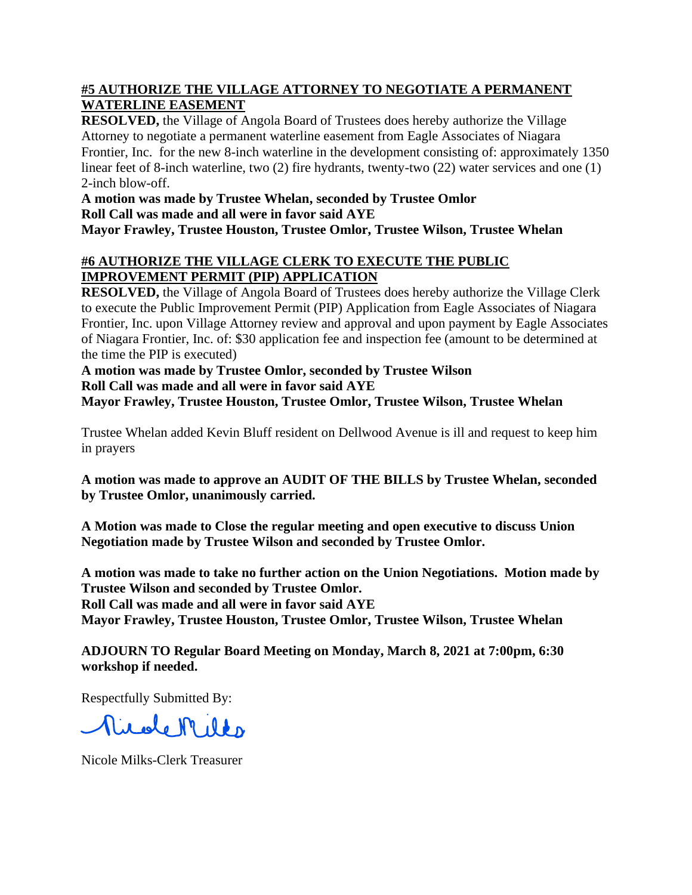**#5 AUTHORIZE THE VILLAGE ATTORNEY TO NEGOTIATE A PERMANENT WATERLINE EASEMENT**

**RESOLVED,** the Village of Angola Board of Trustees does hereby authorize the Village Attorney to negotiate a permanent waterline easement from Eagle Associates of Niagara Frontier, Inc. for the new 8-inch waterline in the development consisting of: approximately 1350 linear feet of 8-inch waterline, two (2) fire hydrants, twenty-two (22) water services and one (1) 2-inch blow-off.

**A motion was made by Trustee Whelan, seconded by Trustee Omlor**
**Roll Call was made and all were in favor said AYE**
**Mayor Frawley, Trustee Houston, Trustee Omlor, Trustee Wilson, Trustee Whelan**

**#6 AUTHORIZE THE VILLAGE CLERK TO EXECUTE THE PUBLIC IMPROVEMENT PERMIT (PIP) APPLICATION**

**RESOLVED,** the Village of Angola Board of Trustees does hereby authorize the Village Clerk to execute the Public Improvement Permit (PIP) Application from Eagle Associates of Niagara Frontier, Inc. upon Village Attorney review and approval and upon payment by Eagle Associates of Niagara Frontier, Inc. of: $30 application fee and inspection fee (amount to be determined at the time the PIP is executed)

**A motion was made by Trustee Omlor, seconded by Trustee Wilson**
**Roll Call was made and all were in favor said AYE**
**Mayor Frawley, Trustee Houston, Trustee Omlor, Trustee Wilson, Trustee Whelan**

Trustee Whelan added Kevin Bluff resident on Dellwood Avenue is ill and request to keep him in prayers

**A motion was made to approve an AUDIT OF THE BILLS by Trustee Whelan, seconded by Trustee Omlor, unanimously carried.**

**A Motion was made to Close the regular meeting and open executive to discuss Union Negotiation made by Trustee Wilson and seconded by Trustee Omlor.**

**A motion was made to take no further action on the Union Negotiations. Motion made by Trustee Wilson and seconded by Trustee Omlor.**
**Roll Call was made and all were in favor said AYE**
**Mayor Frawley, Trustee Houston, Trustee Omlor, Trustee Wilson, Trustee Whelan**

**ADJOURN TO Regular Board Meeting on Monday, March 8, 2021 at 7:00pm, 6:30 workshop if needed.**

Respectfully Submitted By:

Nicole Milks

Nicole Milks-Clerk Treasurer